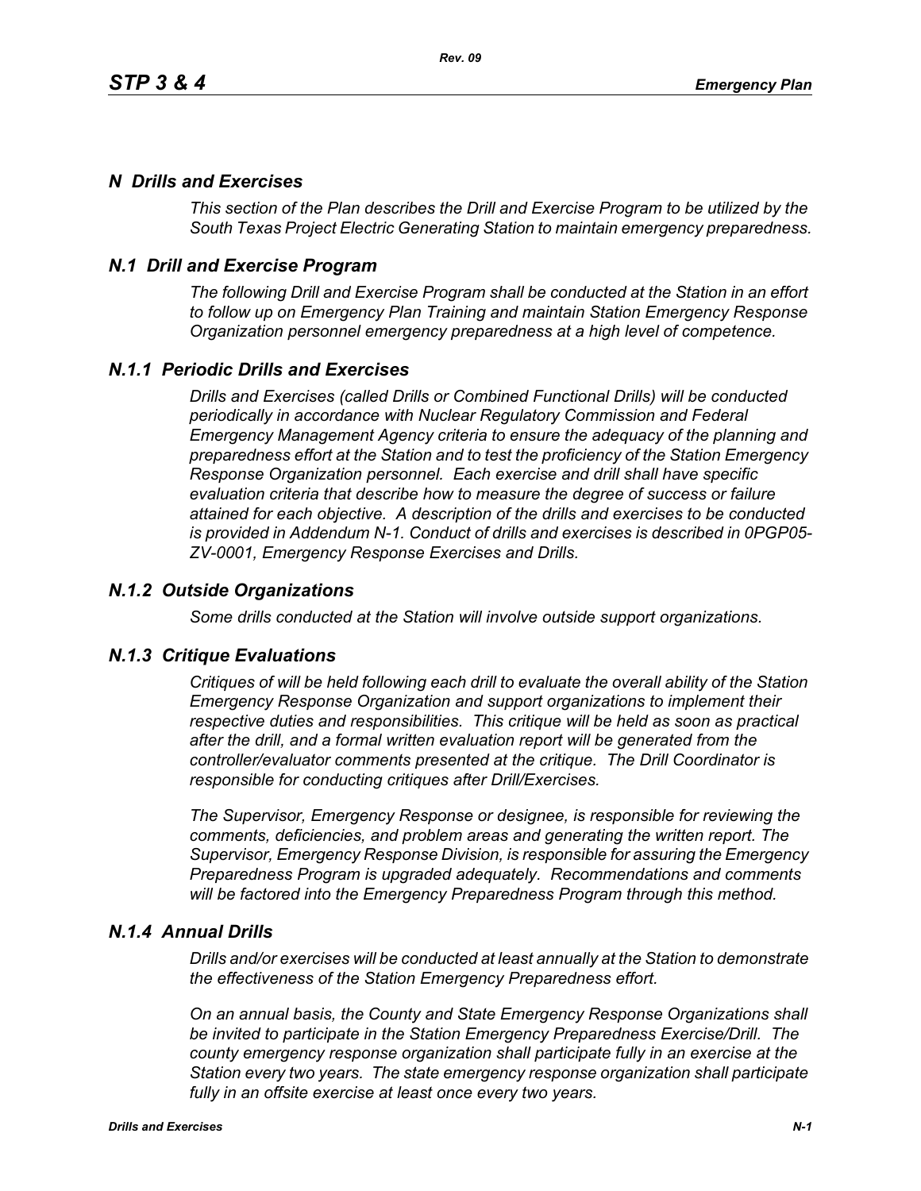# *N Drills and Exercises*

*This section of the Plan describes the Drill and Exercise Program to be utilized by the South Texas Project Electric Generating Station to maintain emergency preparedness.*

## *N.1 Drill and Exercise Program*

*The following Drill and Exercise Program shall be conducted at the Station in an effort to follow up on Emergency Plan Training and maintain Station Emergency Response Organization personnel emergency preparedness at a high level of competence.*

### *N.1.1 Periodic Drills and Exercises*

*Drills and Exercises (called Drills or Combined Functional Drills) will be conducted periodically in accordance with Nuclear Regulatory Commission and Federal Emergency Management Agency criteria to ensure the adequacy of the planning and preparedness effort at the Station and to test the proficiency of the Station Emergency Response Organization personnel. Each exercise and drill shall have specific evaluation criteria that describe how to measure the degree of success or failure attained for each objective. A description of the drills and exercises to be conducted is provided in Addendum N-1. Conduct of drills and exercises is described in 0PGP05-ZV-0001, Emergency Response Exercises and Drills.*

### *N.1.2 Outside Organizations*

*Some drills conducted at the Station will involve outside support organizations.*

### *N.1.3 Critique Evaluations*

*Critiques of will be held following each drill to evaluate the overall ability of the Station Emergency Response Organization and support organizations to implement their respective duties and responsibilities. This critique will be held as soon as practical after the drill, and a formal written evaluation report will be generated from the controller/evaluator comments presented at the critique. The Drill Coordinator is responsible for conducting critiques after Drill/Exercises.*

*The Supervisor, Emergency Response or designee, is responsible for reviewing the comments, deficiencies, and problem areas and generating the written report. The Supervisor, Emergency Response Division, is responsible for assuring the Emergency Preparedness Program is upgraded adequately. Recommendations and comments will be factored into the Emergency Preparedness Program through this method.*

### *N.1.4 Annual Drills*

*Drills and/or exercises will be conducted at least annually at the Station to demonstrate the effectiveness of the Station Emergency Preparedness effort.*

*On an annual basis, the County and State Emergency Response Organizations shall be invited to participate in the Station Emergency Preparedness Exercise/Drill. The county emergency response organization shall participate fully in an exercise at the Station every two years. The state emergency response organization shall participate fully in an offsite exercise at least once every two years.*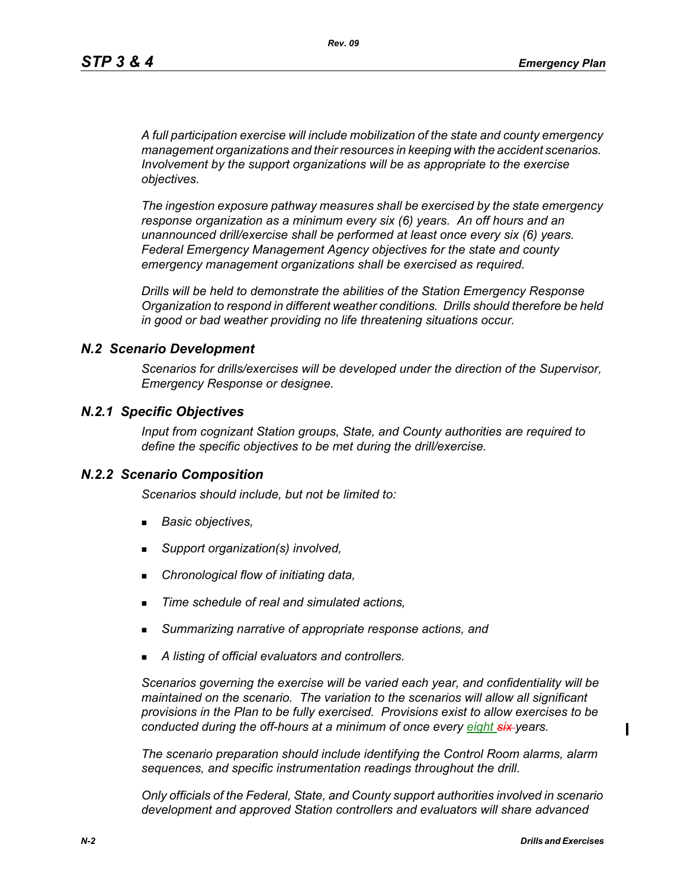*A full participation exercise will include mobilization of the state and county emergency management organizations and their resources in keeping with the accident scenarios. Involvement by the support organizations will be as appropriate to the exercise objectives.*

*The ingestion exposure pathway measures shall be exercised by the state emergency response organization as a minimum every six (6) years. An off hours and an unannounced drill/exercise shall be performed at least once every six (6) years. Federal Emergency Management Agency objectives for the state and county emergency management organizations shall be exercised as required.*

*Drills will be held to demonstrate the abilities of the Station Emergency Response Organization to respond in different weather conditions. Drills should therefore be held in good or bad weather providing no life threatening situations occur.*

## *N.2 Scenario Development*

*Scenarios for drills/exercises will be developed under the direction of the Supervisor, Emergency Response or designee.*

### *N.2.1 Specific Objectives*

*Input from cognizant Station groups, State, and County authorities are required to define the specific objectives to be met during the drill/exercise.*

### *N.2.2 Scenario Composition*

*Scenarios should include, but not be limited to:*

- *Basic objectives,*
- *Support organization(s) involved,*
- *Chronological flow of initiating data,*
- *Time schedule of real and simulated actions,*
- *Summarizing narrative of appropriate response actions, and*
- *A listing of official evaluators and controllers.*

*Scenarios governing the exercise will be varied each year, and confidentiality will be maintained on the scenario. The variation to the scenarios will allow all significant provisions in the Plan to be fully exercised. Provisions exist to allow exercises to be conducted during the off-hours at a minimum of once every eight ~~six~~ years.*

*The scenario preparation should include identifying the Control Room alarms, alarm sequences, and specific instrumentation readings throughout the drill.*

*Only officials of the Federal, State, and County support authorities involved in scenario development and approved Station controllers and evaluators will share advanced*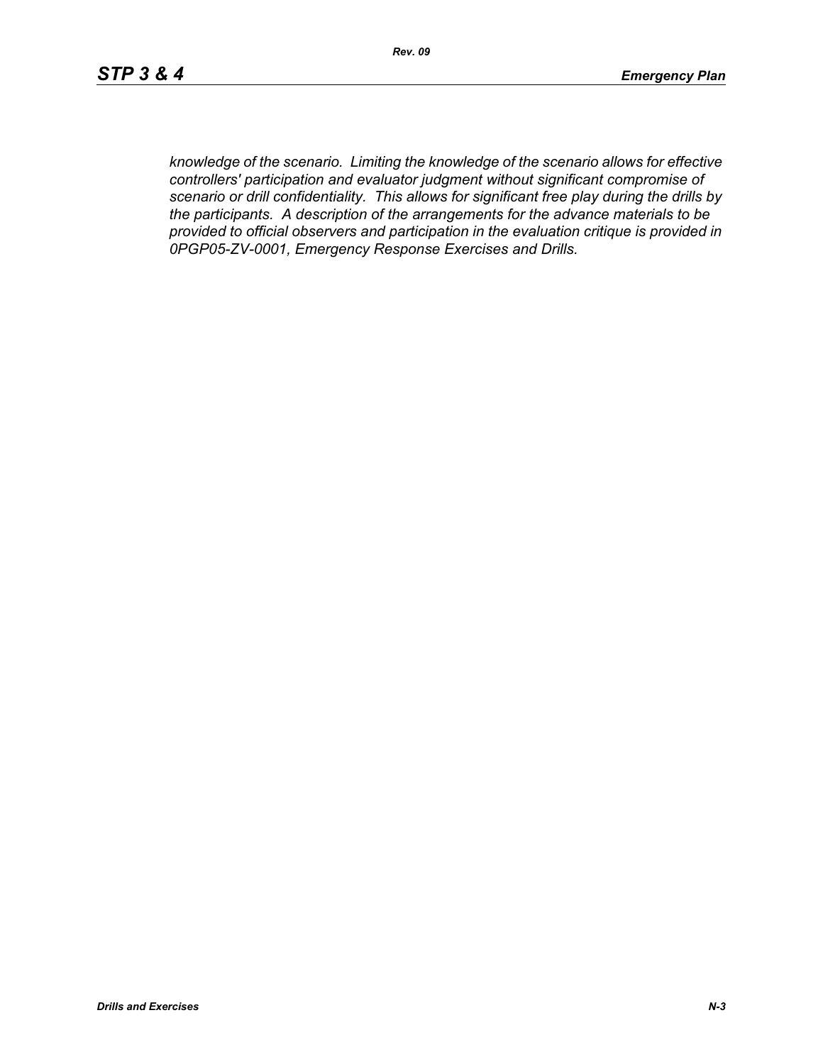*knowledge of the scenario. Limiting the knowledge of the scenario allows for effective controllers' participation and evaluator judgment without significant compromise of scenario or drill confidentiality. This allows for significant free play during the drills by the participants. A description of the arrangements for the advance materials to be provided to official observers and participation in the evaluation critique is provided in 0PGP05-ZV-0001, Emergency Response Exercises and Drills.*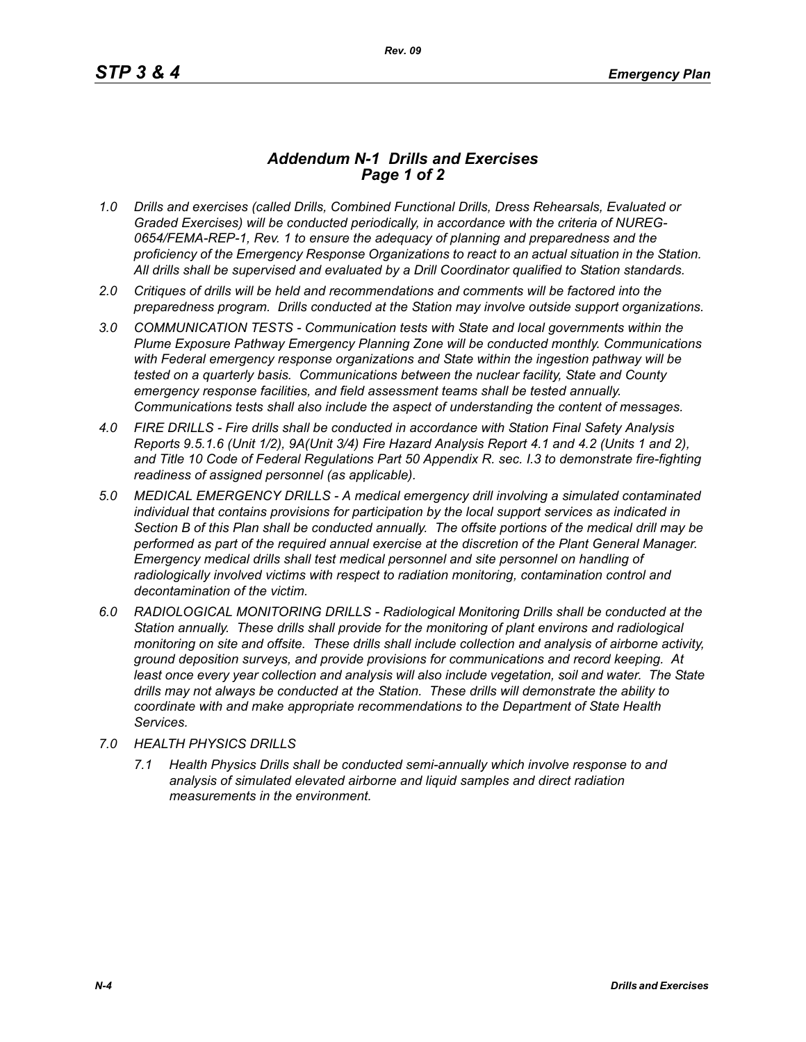## *Addendum N-1 Drills and Exercises Page 1 of 2*

*1.0 Drills and exercises (called Drills, Combined Functional Drills, Dress Rehearsals, Evaluated or Graded Exercises) will be conducted periodically, in accordance with the criteria of NUREG-0654/FEMA-REP-1, Rev. 1 to ensure the adequacy of planning and preparedness and the proficiency of the Emergency Response Organizations to react to an actual situation in the Station. All drills shall be supervised and evaluated by a Drill Coordinator qualified to Station standards.*

*2.0 Critiques of drills will be held and recommendations and comments will be factored into the preparedness program. Drills conducted at the Station may involve outside support organizations.*

*3.0 COMMUNICATION TESTS - Communication tests with State and local governments within the Plume Exposure Pathway Emergency Planning Zone will be conducted monthly. Communications with Federal emergency response organizations and State within the ingestion pathway will be tested on a quarterly basis. Communications between the nuclear facility, State and County emergency response facilities, and field assessment teams shall be tested annually. Communications tests shall also include the aspect of understanding the content of messages.*

*4.0 FIRE DRILLS - Fire drills shall be conducted in accordance with Station Final Safety Analysis Reports 9.5.1.6 (Unit 1/2), 9A(Unit 3/4) Fire Hazard Analysis Report 4.1 and 4.2 (Units 1 and 2), and Title 10 Code of Federal Regulations Part 50 Appendix R. sec. I.3 to demonstrate fire-fighting readiness of assigned personnel (as applicable).*

*5.0 MEDICAL EMERGENCY DRILLS - A medical emergency drill involving a simulated contaminated individual that contains provisions for participation by the local support services as indicated in Section B of this Plan shall be conducted annually. The offsite portions of the medical drill may be performed as part of the required annual exercise at the discretion of the Plant General Manager. Emergency medical drills shall test medical personnel and site personnel on handling of radiologically involved victims with respect to radiation monitoring, contamination control and decontamination of the victim.*

*6.0 RADIOLOGICAL MONITORING DRILLS - Radiological Monitoring Drills shall be conducted at the Station annually. These drills shall provide for the monitoring of plant environs and radiological monitoring on site and offsite. These drills shall include collection and analysis of airborne activity, ground deposition surveys, and provide provisions for communications and record keeping. At least once every year collection and analysis will also include vegetation, soil and water. The State drills may not always be conducted at the Station. These drills will demonstrate the ability to coordinate with and make appropriate recommendations to the Department of State Health Services.*

*7.0 HEALTH PHYSICS DRILLS*

*7.1 Health Physics Drills shall be conducted semi-annually which involve response to and analysis of simulated elevated airborne and liquid samples and direct radiation measurements in the environment.*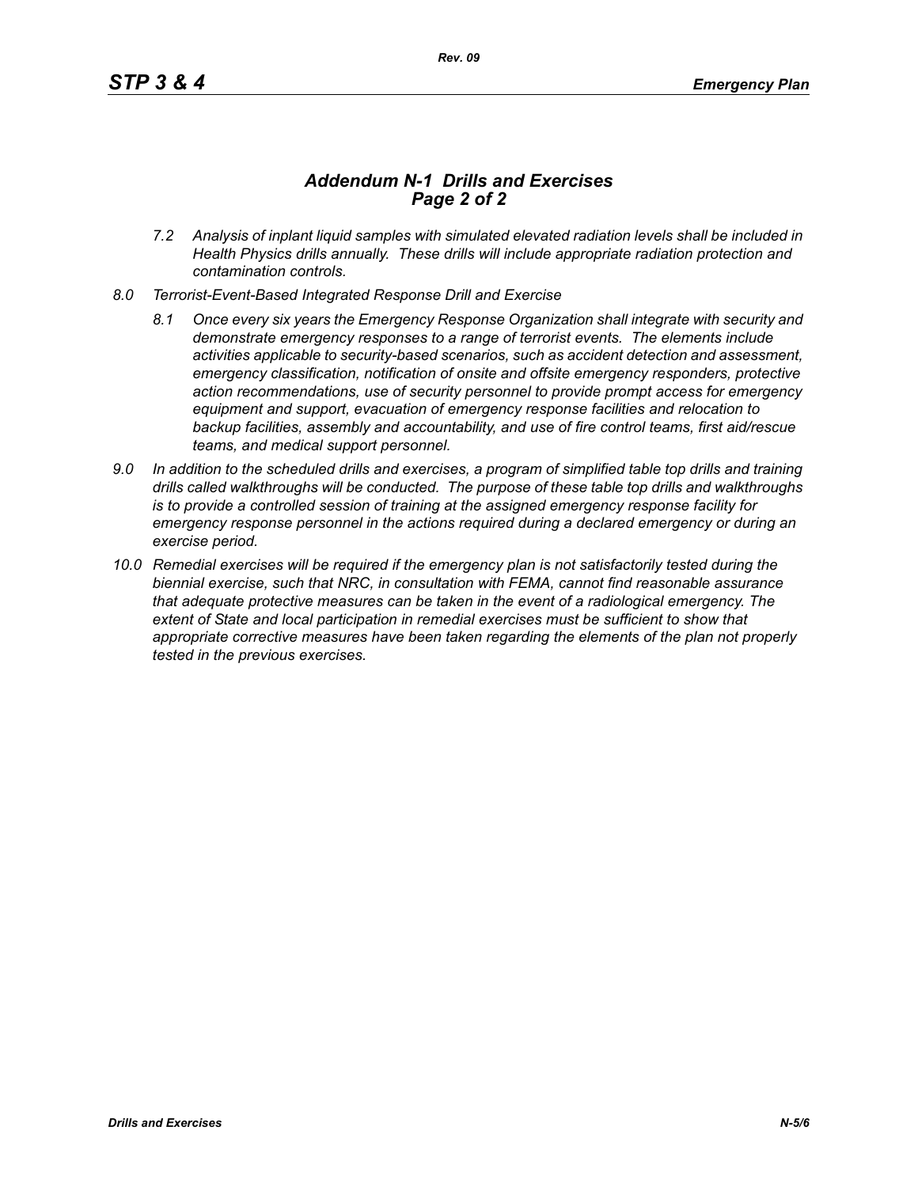## *Addendum N-1 Drills and Exercises Page 2 of 2*

*7.2 Analysis of inplant liquid samples with simulated elevated radiation levels shall be included in Health Physics drills annually. These drills will include appropriate radiation protection and contamination controls.*

*8.0 Terrorist-Event-Based Integrated Response Drill and Exercise*

*8.1 Once every six years the Emergency Response Organization shall integrate with security and demonstrate emergency responses to a range of terrorist events. The elements include activities applicable to security-based scenarios, such as accident detection and assessment, emergency classification, notification of onsite and offsite emergency responders, protective action recommendations, use of security personnel to provide prompt access for emergency equipment and support, evacuation of emergency response facilities and relocation to backup facilities, assembly and accountability, and use of fire control teams, first aid/rescue teams, and medical support personnel.*

*9.0 In addition to the scheduled drills and exercises, a program of simplified table top drills and training drills called walkthroughs will be conducted. The purpose of these table top drills and walkthroughs is to provide a controlled session of training at the assigned emergency response facility for emergency response personnel in the actions required during a declared emergency or during an exercise period.*

*10.0 Remedial exercises will be required if the emergency plan is not satisfactorily tested during the biennial exercise, such that NRC, in consultation with FEMA, cannot find reasonable assurance that adequate protective measures can be taken in the event of a radiological emergency. The extent of State and local participation in remedial exercises must be sufficient to show that appropriate corrective measures have been taken regarding the elements of the plan not properly tested in the previous exercises.*